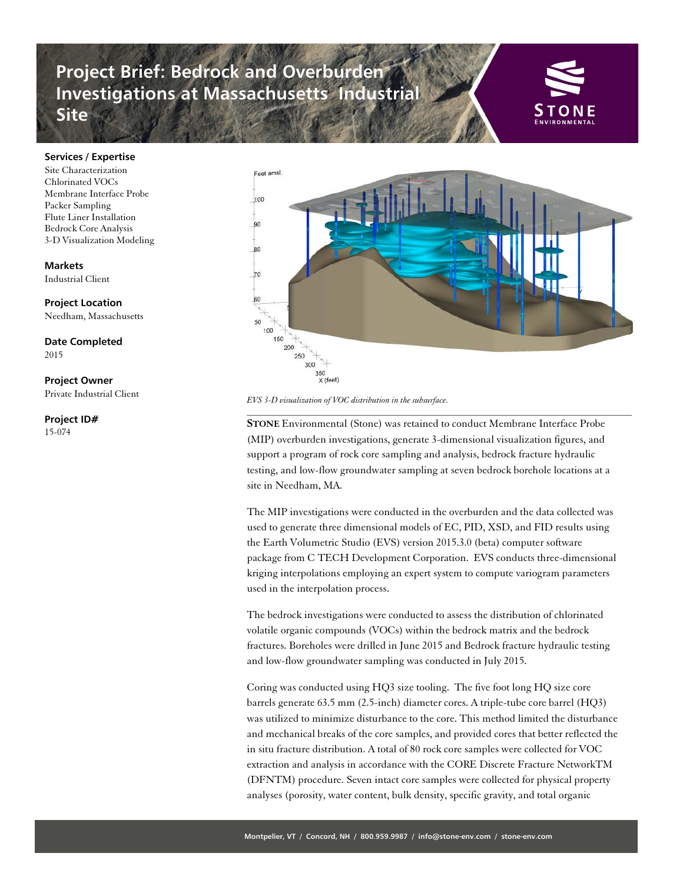# Project Brief: Bedrock and Overburden Investigations at Massachusetts Industrial Site

**Services / Expertise**
Site Characterization
Chlorinated VOCs
Membrane Interface Probe
Packer Sampling
Flute Liner Installation
Bedrock Core Analysis
3-D Visualization Modeling

**Markets**
Industrial Client

**Project Location**
Needham, Massachusetts

**Date Completed**
2015

**Project Owner**
Private Industrial Client

**Project ID#**
15-074

*EVS 3-D visualization of VOC distribution in the subsurface.*

**STONE** Environmental (Stone) was retained to conduct Membrane Interface Probe (MIP) overburden investigations, generate 3-dimensional visualization figures, and support a program of rock core sampling and analysis, bedrock fracture hydraulic testing, and low-flow groundwater sampling at seven bedrock borehole locations at a site in Needham, MA.

The MIP investigations were conducted in the overburden and the data collected was used to generate three dimensional models of EC, PID, XSD, and FID results using the Earth Volumetric Studio (EVS) version 2015.3.0 (beta) computer software package from C TECH Development Corporation. EVS conducts three-dimensional kriging interpolations employing an expert system to compute variogram parameters used in the interpolation process.

The bedrock investigations were conducted to assess the distribution of chlorinated volatile organic compounds (VOCs) within the bedrock matrix and the bedrock fractures. Boreholes were drilled in June 2015 and Bedrock fracture hydraulic testing and low-flow groundwater sampling was conducted in July 2015.

Coring was conducted using HQ3 size tooling. The five foot long HQ size core barrels generate 63.5 mm (2.5-inch) diameter cores. A triple-tube core barrel (HQ3) was utilized to minimize disturbance to the core. This method limited the disturbance and mechanical breaks of the core samples, and provided cores that better reflected the in situ fracture distribution. A total of 80 rock core samples were collected for VOC extraction and analysis in accordance with the CORE Discrete Fracture NetworkTM (DFNTM) procedure. Seven intact core samples were collected for physical property analyses (porosity, water content, bulk density, specific gravity, and total organic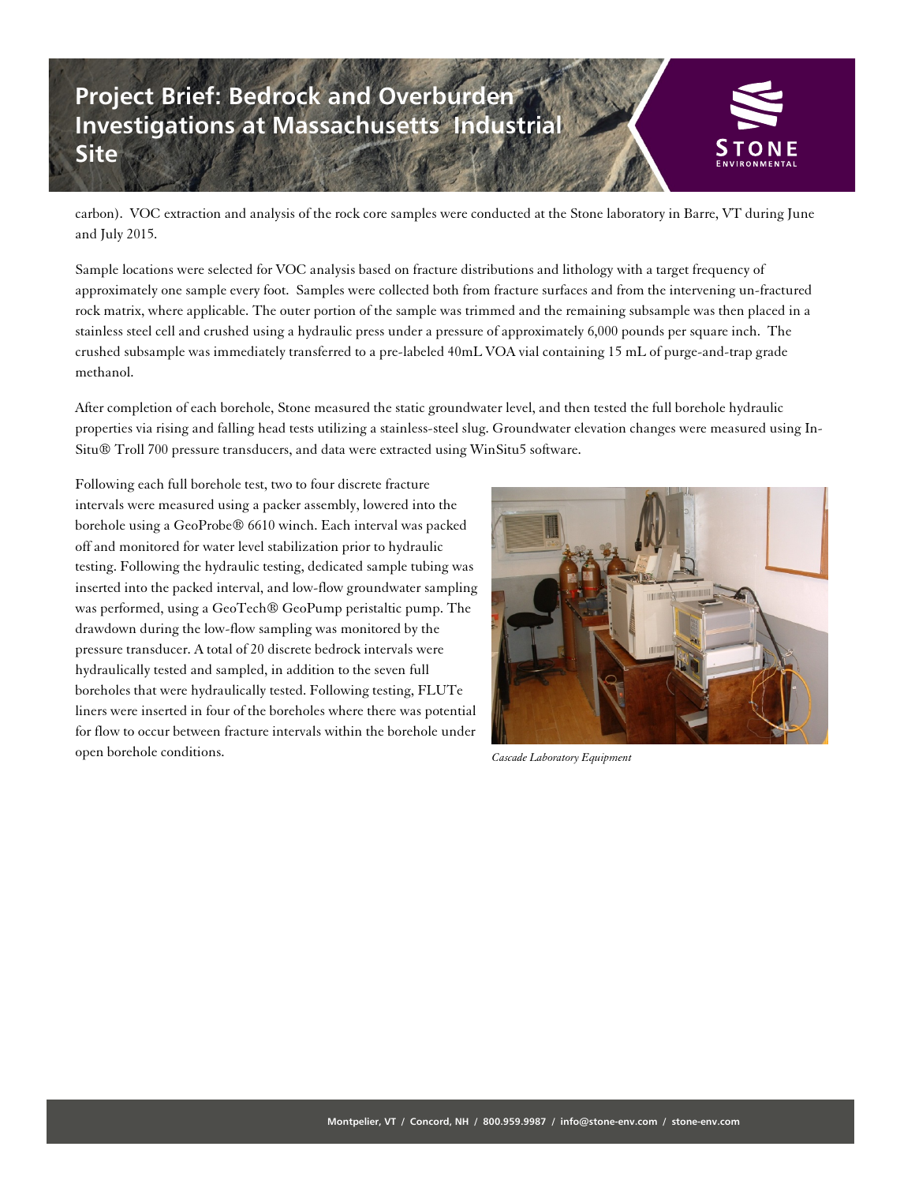carbon). VOC extraction and analysis of the rock core samples were conducted at the Stone laboratory in Barre, VT during June and July 2015.

Sample locations were selected for VOC analysis based on fracture distributions and lithology with a target frequency of approximately one sample every foot. Samples were collected both from fracture surfaces and from the intervening un-fractured rock matrix, where applicable. The outer portion of the sample was trimmed and the remaining subsample was then placed in a stainless steel cell and crushed using a hydraulic press under a pressure of approximately 6,000 pounds per square inch. The crushed subsample was immediately transferred to a pre-labeled 40mL VOA vial containing 15 mL of purge-and-trap grade methanol.

After completion of each borehole, Stone measured the static groundwater level, and then tested the full borehole hydraulic properties via rising and falling head tests utilizing a stainless-steel slug. Groundwater elevation changes were measured using In-Situ® Troll 700 pressure transducers, and data were extracted using WinSitu5 software.

Following each full borehole test, two to four discrete fracture intervals were measured using a packer assembly, lowered into the borehole using a GeoProbe® 6610 winch. Each interval was packed off and monitored for water level stabilization prior to hydraulic testing. Following the hydraulic testing, dedicated sample tubing was inserted into the packed interval, and low-flow groundwater sampling was performed, using a GeoTech® GeoPump peristaltic pump. The drawdown during the low-flow sampling was monitored by the pressure transducer. A total of 20 discrete bedrock intervals were hydraulically tested and sampled, in addition to the seven full boreholes that were hydraulically tested. Following testing, FLUTe liners were inserted in four of the boreholes where there was potential for flow to occur between fracture intervals within the borehole under open borehole conditions.

*Cascade Laboratory Equipment*